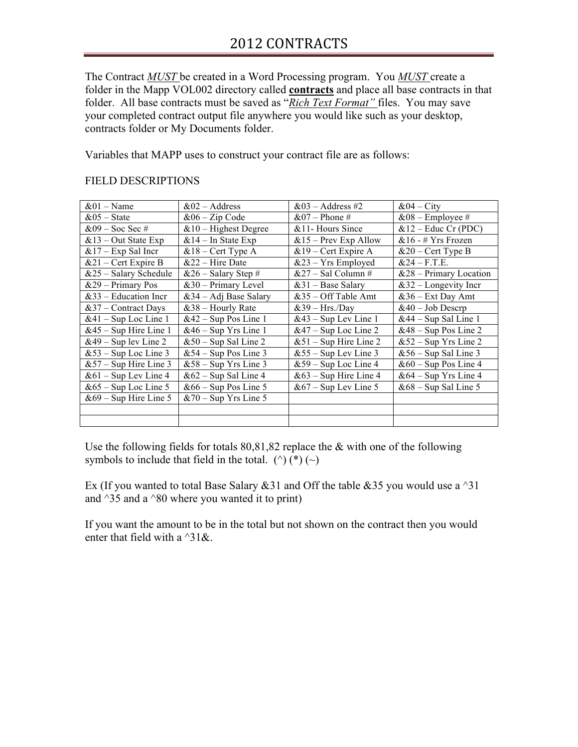# 2012 CONTRACTS

The Contract ***MUST*** be created in a Word Processing program. You ***MUST*** create a folder in the Mapp VOL002 directory called **contracts** and place all base contracts in that folder. All base contracts must be saved as "*Rich Text Format"* files. You may save your completed contract output file anywhere you would like such as your desktop, contracts folder or My Documents folder.

Variables that MAPP uses to construct your contract file are as follows:

FIELD DESCRIPTIONS

| | | | |
|---|---|---|---|
| &01 – Name | &02 – Address | &03 – Address #2 | &04 – City |
| &05 – State | &06 – Zip Code | &07 – Phone # | &08 – Employee # |
| &09 – Soc Sec # | &10 – Highest Degree | &11- Hours Since | &12 – Educ Cr (PDC) |
| &13 – Out State Exp | &14 – In State Exp | &15 – Prev Exp Allow | &16 - # Yrs Frozen |
| &17 – Exp Sal Incr | &18 – Cert Type A | &19 – Cert Expire A | &20 – Cert Type B |
| &21 – Cert Expire B | &22 – Hire Date | &23 – Yrs Employed | &24 – F.T.E. |
| &25 – Salary Schedule | &26 – Salary Step # | &27 – Sal Column # | &28 – Primary Location |
| &29 – Primary Pos | &30 – Primary Level | &31 – Base Salary | &32 – Longevity Incr |
| &33 – Education Incr | &34 – Adj Base Salary | &35 – Off Table Amt | &36 – Ext Day Amt |
| &37 – Contract Days | &38 – Hourly Rate | &39 – Hrs./Day | &40 – Job Descrp |
| &41 – Sup Loc Line 1 | &42 – Sup Pos Line 1 | &43 – Sup Lev Line 1 | &44 – Sup Sal Line 1 |
| &45 – Sup Hire Line 1 | &46 – Sup Yrs Line 1 | &47 – Sup Loc Line 2 | &48 – Sup Pos Line 2 |
| &49 – Sup lev Line 2 | &50 – Sup Sal Line 2 | &51 – Sup Hire Line 2 | &52 – Sup Yrs Line 2 |
| &53 – Sup Loc Line 3 | &54 – Sup Pos Line 3 | &55 – Sup Lev Line 3 | &56 – Sup Sal Line 3 |
| &57 – Sup Hire Line 3 | &58 – Sup Yrs Line 3 | &59 – Sup Loc Line 4 | &60 – Sup Pos Line 4 |
| &61 – Sup Lev Line 4 | &62 – Sup Sal Line 4 | &63 – Sup Hire Line 4 | &64 – Sup Yrs Line 4 |
| &65 – Sup Loc Line 5 | &66 – Sup Pos Line 5 | &67 – Sup Lev Line 5 | &68 – Sup Sal Line 5 |
| &69 – Sup Hire Line 5 | &70 – Sup Yrs Line 5 | | |
| | | | |
| | | | |

Use the following fields for totals 80,81,82 replace the & with one of the following symbols to include that field in the total. (^) (*) (~)

Ex (If you wanted to total Base Salary &31 and Off the table &35 you would use a ^31 and ^35 and a ^80 where you wanted it to print)

If you want the amount to be in the total but not shown on the contract then you would enter that field with a ^31&.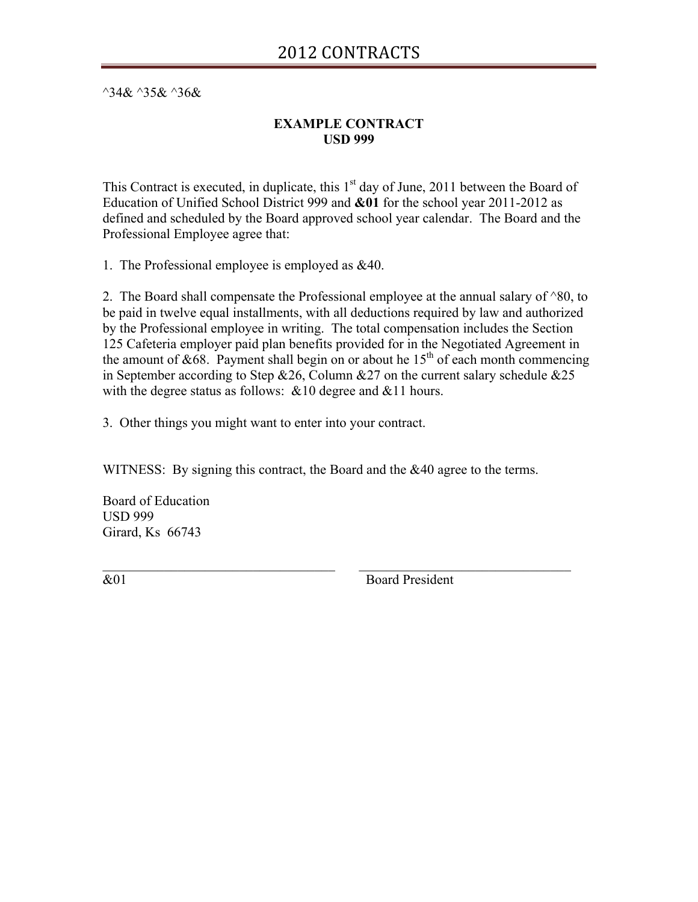# 2012 CONTRACTS

^34& ^35& ^36&

**EXAMPLE CONTRACT**
**USD 999**

This Contract is executed, in duplicate, this 1st day of June, 2011 between the Board of Education of Unified School District 999 and **&01** for the school year 2011-2012 as defined and scheduled by the Board approved school year calendar. The Board and the Professional Employee agree that:

1. The Professional employee is employed as &40.

2. The Board shall compensate the Professional employee at the annual salary of ^80, to be paid in twelve equal installments, with all deductions required by law and authorized by the Professional employee in writing. The total compensation includes the Section 125 Cafeteria employer paid plan benefits provided for in the Negotiated Agreement in the amount of &68. Payment shall begin on or about he 15th of each month commencing in September according to Step &26, Column &27 on the current salary schedule &25 with the degree status as follows: &10 degree and &11 hours.

3. Other things you might want to enter into your contract.

WITNESS: By signing this contract, the Board and the &40 agree to the terms.

Board of Education
USD 999
Girard, Ks 66743

___________________________________ ___________________________________

&01 Board President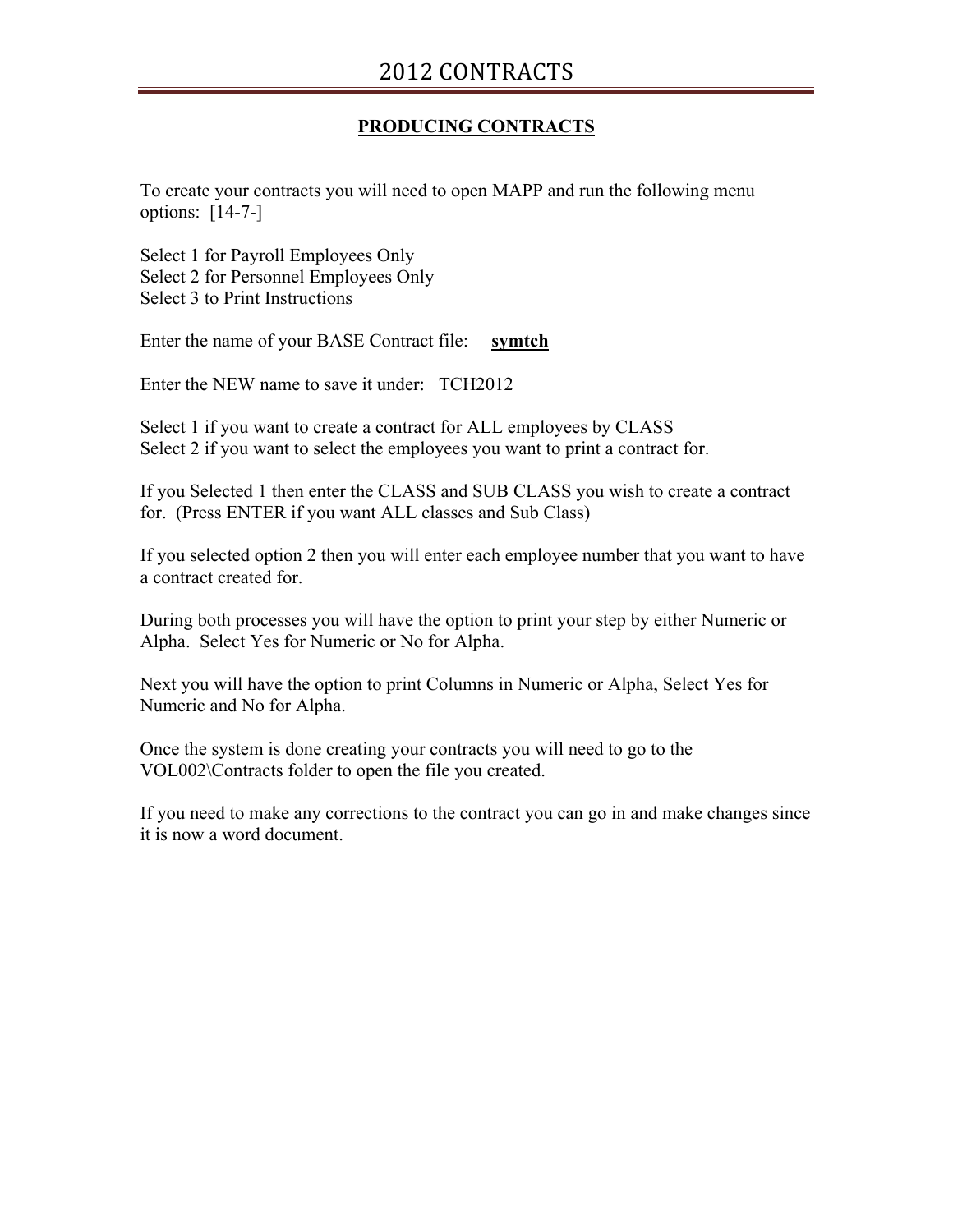# 2012 CONTRACTS

## PRODUCING CONTRACTS

To create your contracts you will need to open MAPP and run the following menu options: [14-7-]

Select 1 for Payroll Employees Only
Select 2 for Personnel Employees Only
Select 3 to Print Instructions

Enter the name of your BASE Contract file: **symtch**

Enter the NEW name to save it under: TCH2012

Select 1 if you want to create a contract for ALL employees by CLASS
Select 2 if you want to select the employees you want to print a contract for.

If you Selected 1 then enter the CLASS and SUB CLASS you wish to create a contract for. (Press ENTER if you want ALL classes and Sub Class)

If you selected option 2 then you will enter each employee number that you want to have a contract created for.

During both processes you will have the option to print your step by either Numeric or Alpha. Select Yes for Numeric or No for Alpha.

Next you will have the option to print Columns in Numeric or Alpha, Select Yes for Numeric and No for Alpha.

Once the system is done creating your contracts you will need to go to the VOL002\Contracts folder to open the file you created.

If you need to make any corrections to the contract you can go in and make changes since it is now a word document.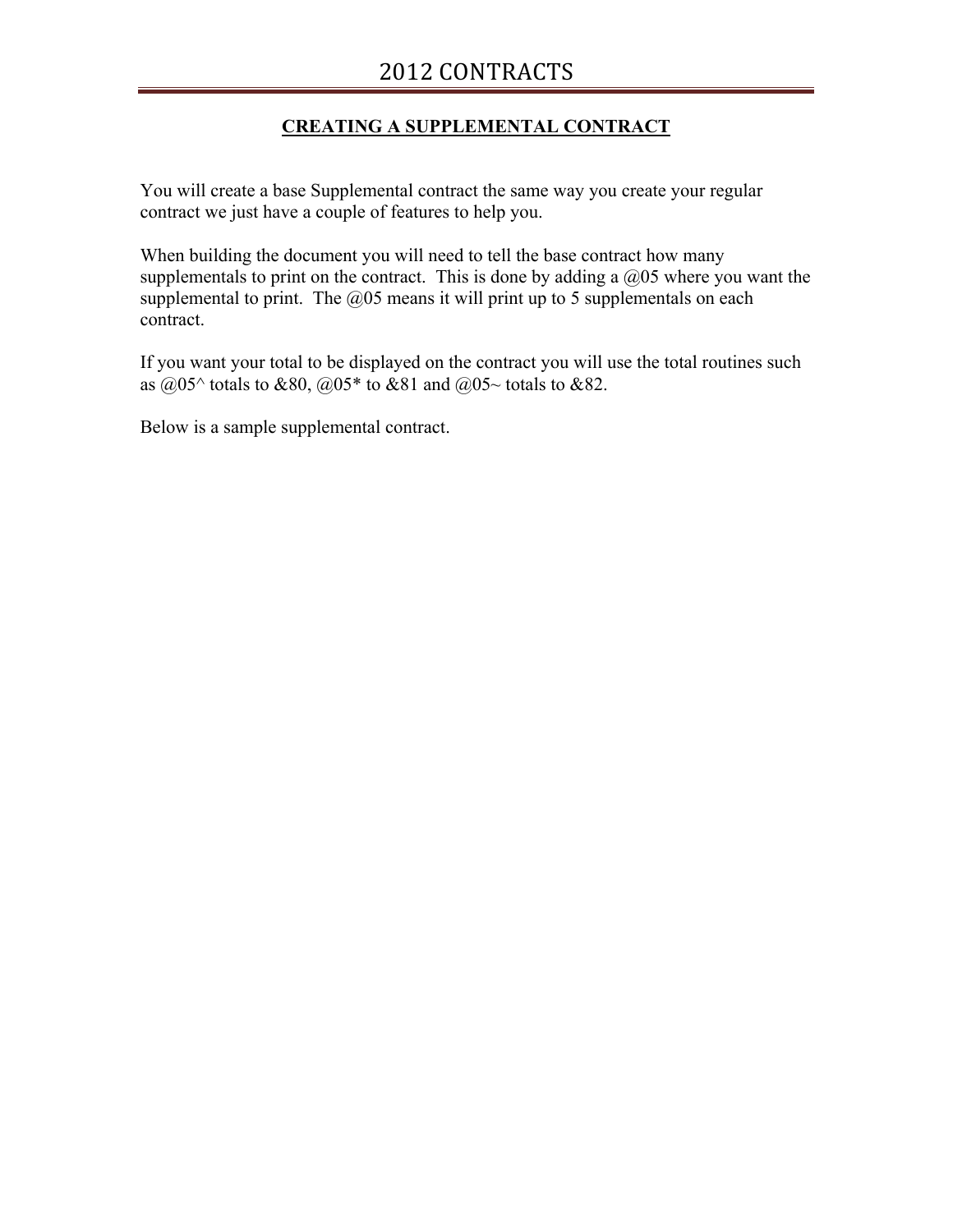## CREATING A SUPPLEMENTAL CONTRACT

You will create a base Supplemental contract the same way you create your regular contract we just have a couple of features to help you.

When building the document you will need to tell the base contract how many supplementals to print on the contract. This is done by adding a @05 where you want the supplemental to print. The @05 means it will print up to 5 supplementals on each contract.

If you want your total to be displayed on the contract you will use the total routines such as @05^ totals to &80, @05* to &81 and @05~ totals to &82.

Below is a sample supplemental contract.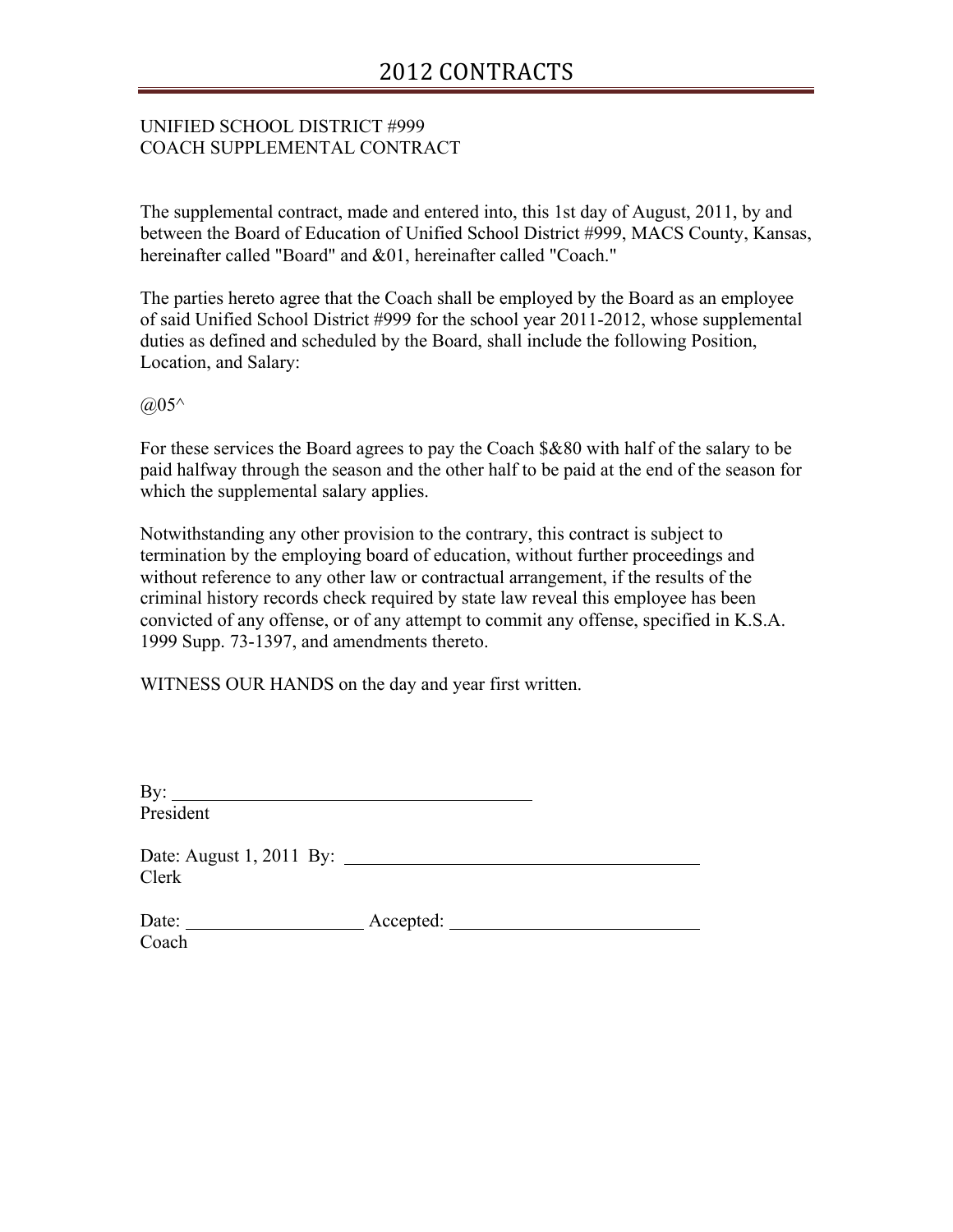# 2012 CONTRACTS

UNIFIED SCHOOL DISTRICT #999
COACH SUPPLEMENTAL CONTRACT

The supplemental contract, made and entered into, this 1st day of August, 2011, by and between the Board of Education of Unified School District #999, MACS County, Kansas, hereinafter called "Board" and &01, hereinafter called "Coach."

The parties hereto agree that the Coach shall be employed by the Board as an employee of said Unified School District #999 for the school year 2011-2012, whose supplemental duties as defined and scheduled by the Board, shall include the following Position, Location, and Salary:

@05^

For these services the Board agrees to pay the Coach $&80 with half of the salary to be paid halfway through the season and the other half to be paid at the end of the season for which the supplemental salary applies.

Notwithstanding any other provision to the contrary, this contract is subject to termination by the employing board of education, without further proceedings and without reference to any other law or contractual arrangement, if the results of the criminal history records check required by state law reveal this employee has been convicted of any offense, or of any attempt to commit any offense, specified in K.S.A. 1999 Supp. 73-1397, and amendments thereto.

WITNESS OUR HANDS on the day and year first written.

By: ______________________________________
President

Date: August 1, 2011 By: ______________________________________
Clerk

Date: __________________ Accepted: __________________________
Coach